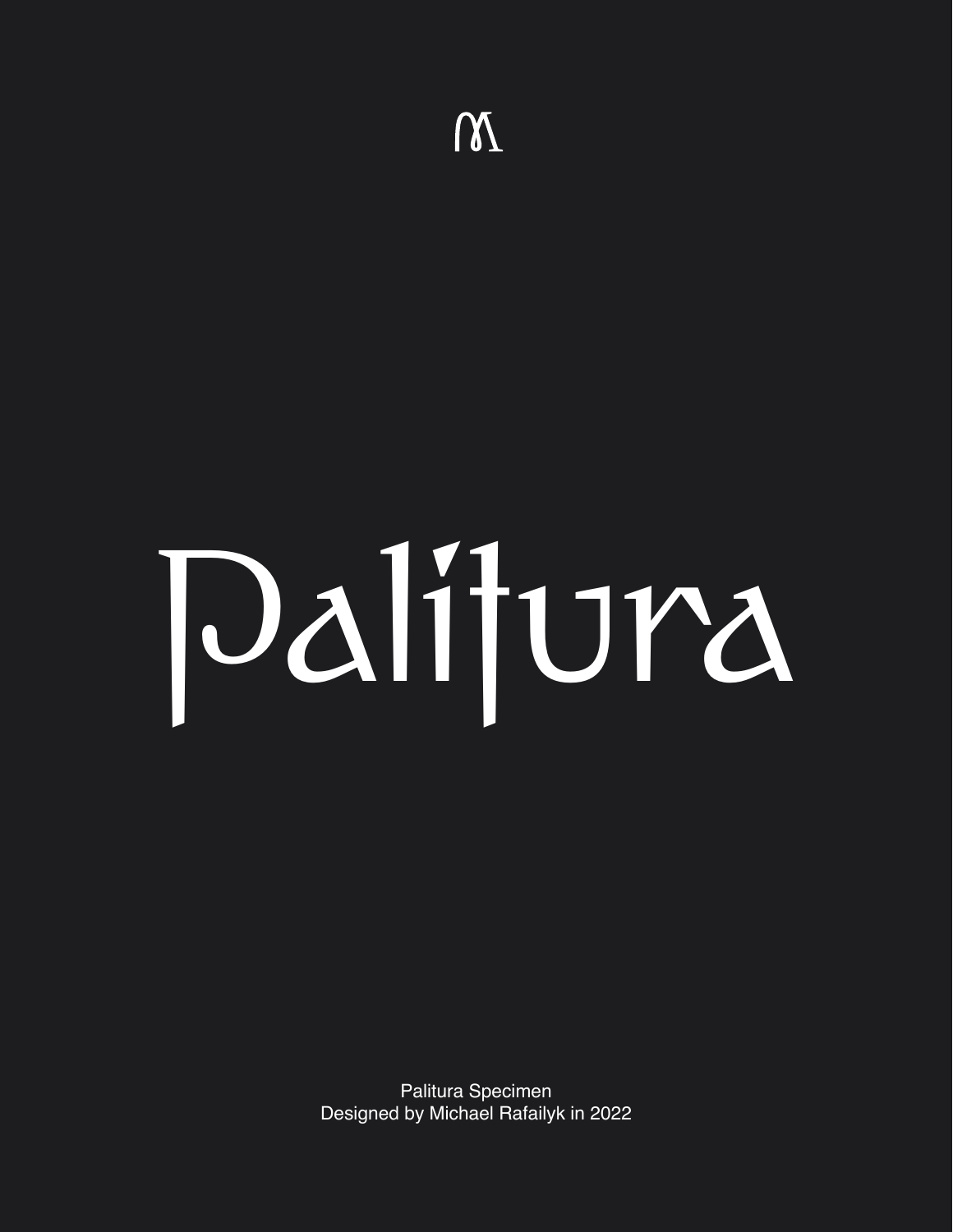# Palitura

Palitura Specimen
Designed by Michael Rafailyk in 2022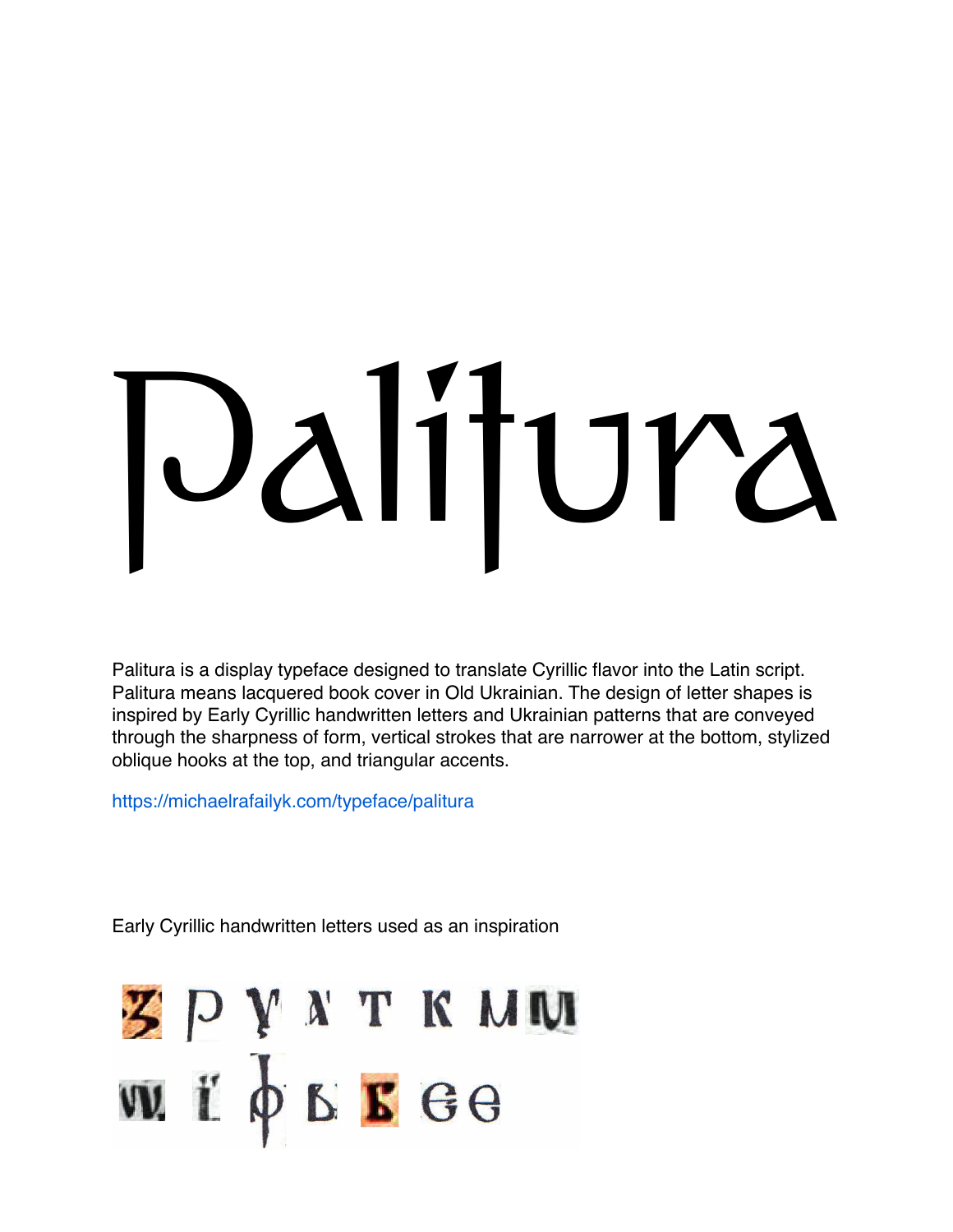# Palitura

Palitura is a display typeface designed to translate Cyrillic flavor into the Latin script. Palitura means lacquered book cover in Old Ukrainian. The design of letter shapes is inspired by Early Cyrillic handwritten letters and Ukrainian patterns that are conveyed through the sharpness of form, vertical strokes that are narrower at the bottom, stylized oblique hooks at the top, and triangular accents.

https://michaelrafailyk.com/typeface/palitura

Early Cyrillic handwritten letters used as an inspiration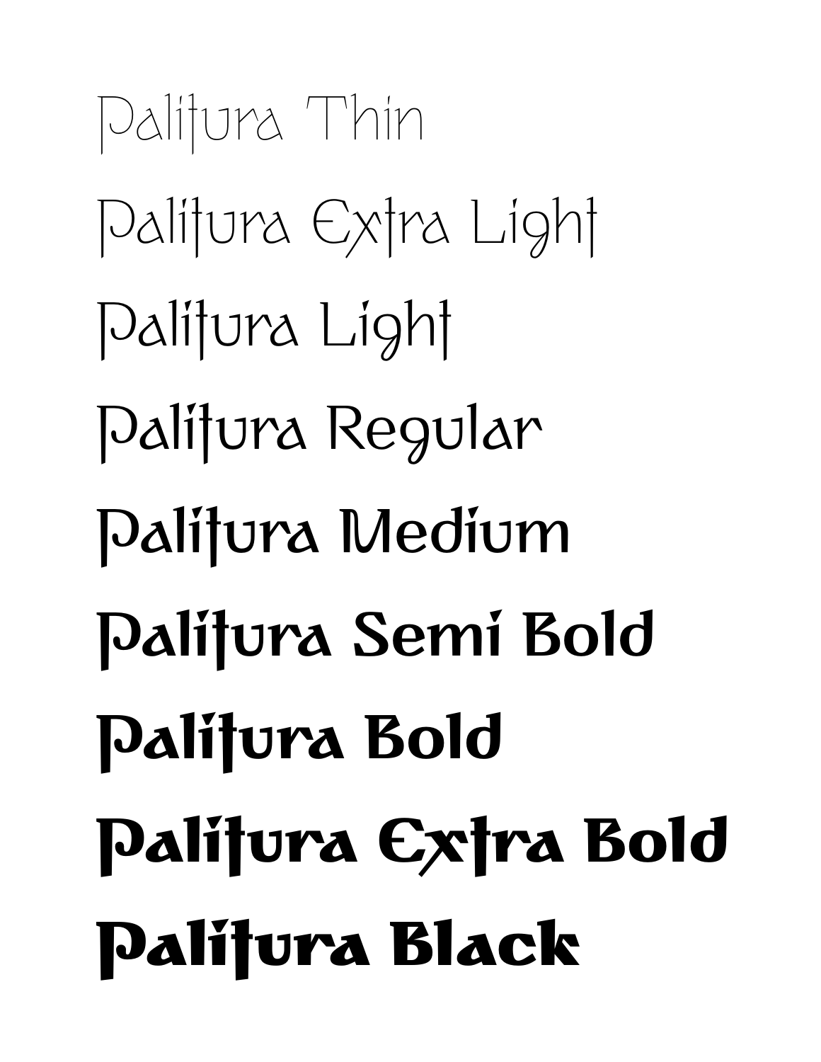Palitura Thin

Palitura Extra Light

Palitura Light

Palitura Regular

Palitura Medium

Palitura Semi Bold

**Palitura Bold**

**Palitura Extra Bold**

**Palitura Black**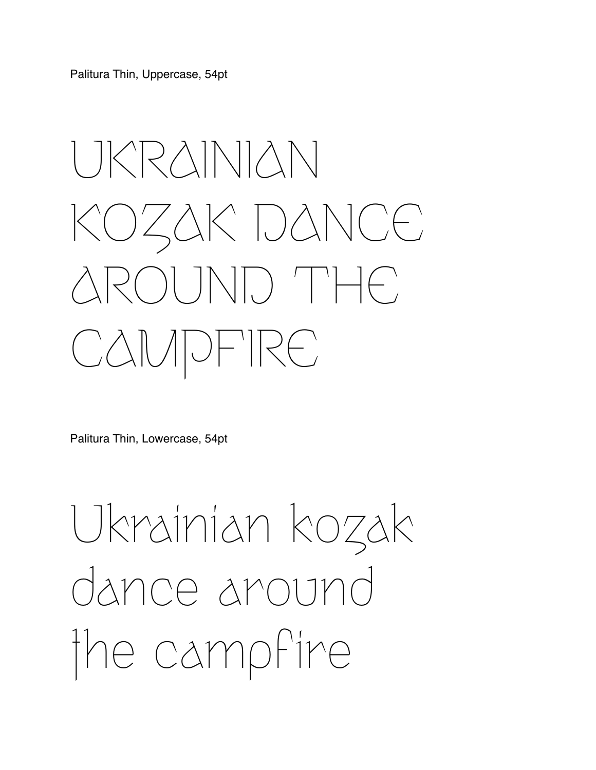Palitura Thin, Uppercase, 54pt

UKRAINIAN
KOZAK DANCE
AROUND THE
CAMPFIRE

Palitura Thin, Lowercase, 54pt

Ukrainian kozak
dance around
the campfire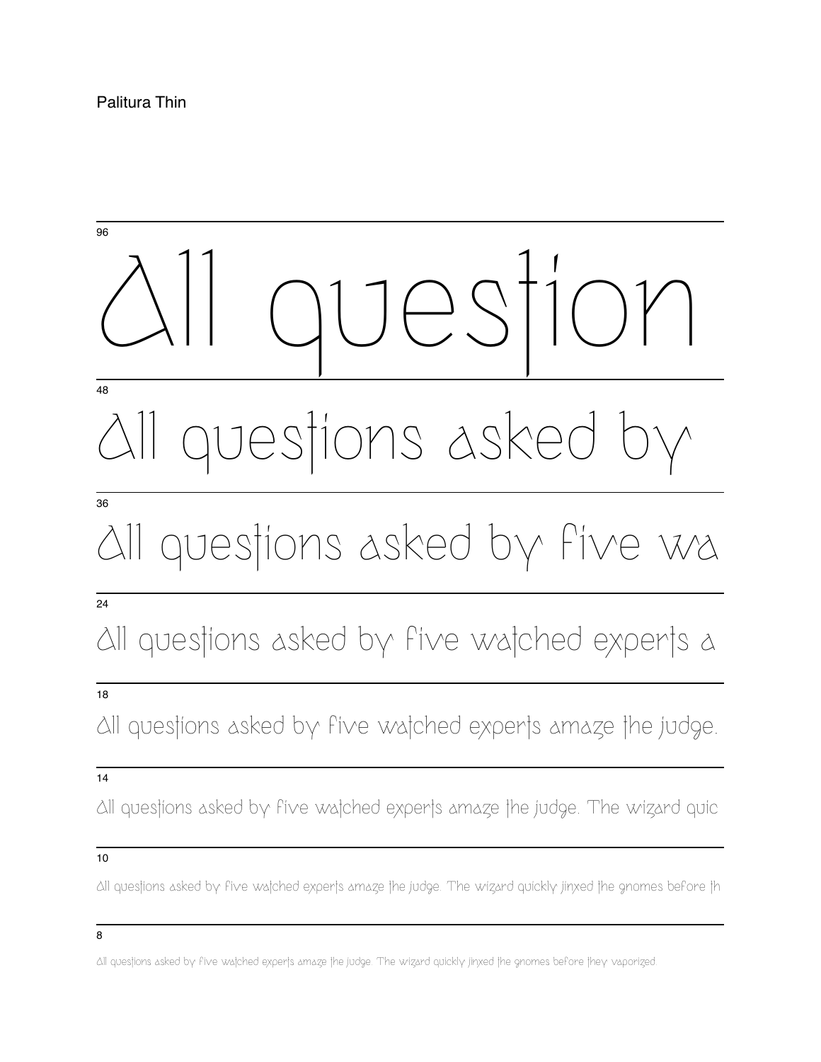Palitura Thin

96

All question

48

All questions asked by

36

All questions asked by five wa

24

All questions asked by five watched experts a

18

All questions asked by five watched experts amaze the judge.

14

All questions asked by five watched experts amaze the judge. The wizard quic

10

All questions asked by five watched experts amaze the judge. The wizard quickly jinxed the gnomes before th

8

All questions asked by five watched experts amaze the judge. The wizard quickly jinxed the gnomes before they vaporized.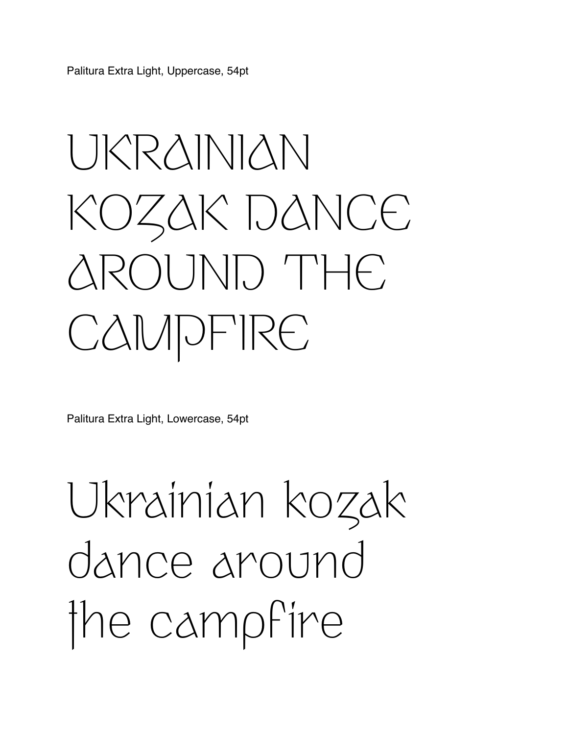Palitura Extra Light, Uppercase, 54pt

UKRAINIAN
KOZAK DANCE
AROUND THE
CAMPFIRE

Palitura Extra Light, Lowercase, 54pt

Ukrainian kozak
dance around
the campfire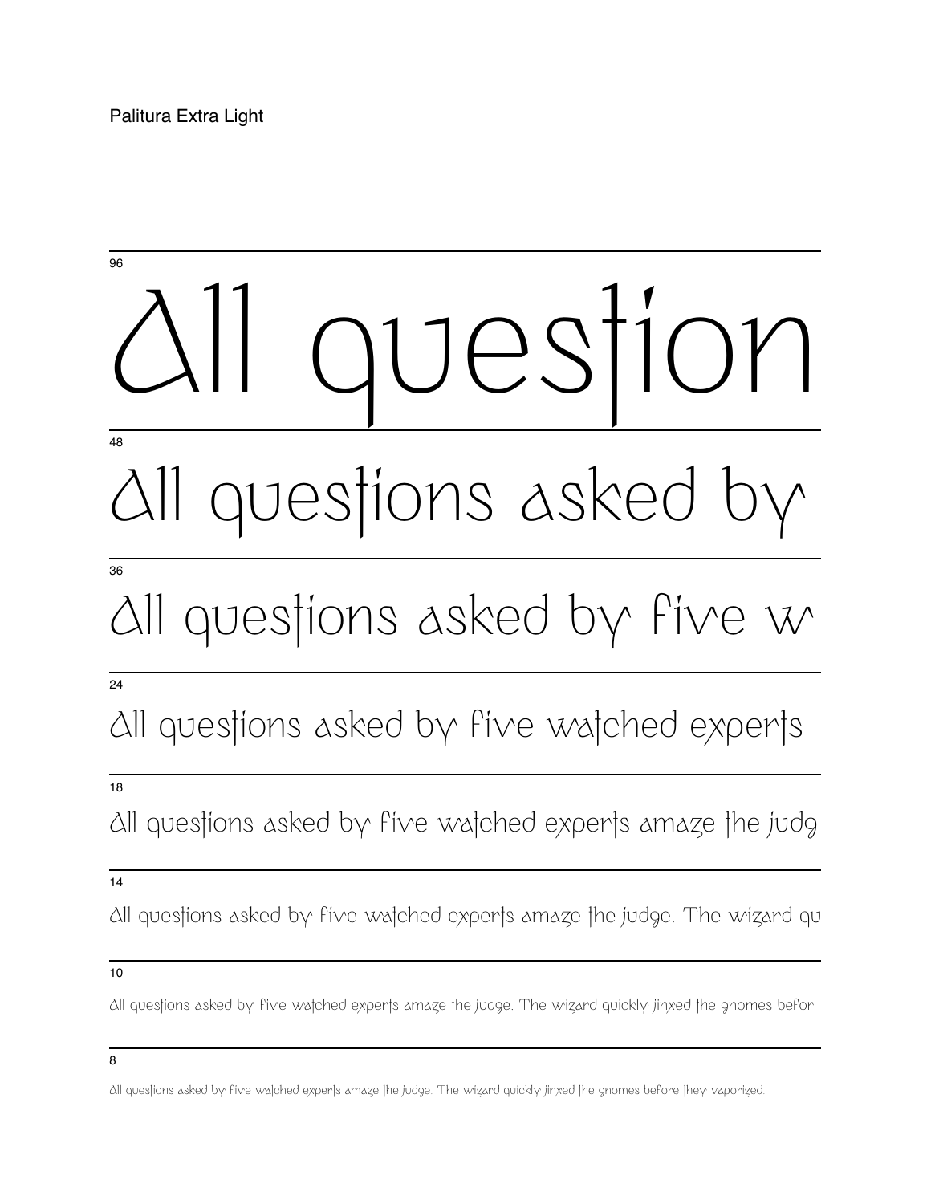Palitura Extra Light

96

All question

48

All questions asked by

36

All questions asked by five w

24

All questions asked by five watched experts

18

All questions asked by five watched experts amaze the judg

14

All questions asked by five watched experts amaze the judge. The wizard qu

10

All questions asked by five watched experts amaze the judge. The wizard quickly jinxed the gnomes befor

8

All questions asked by five watched experts amaze the judge. The wizard quickly jinxed the gnomes before they vaporized.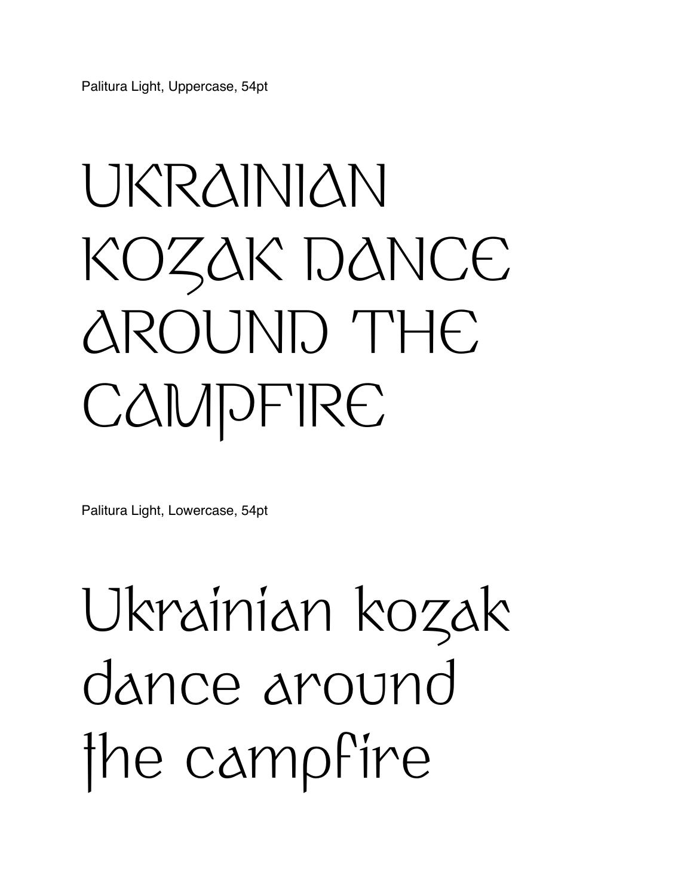Palitura Light, Uppercase, 54pt

UKRAINIAN
KOZAK DANCE
AROUND THE
CAMPFIRE

Palitura Light, Lowercase, 54pt

Ukrainian kozak
dance around
the campfire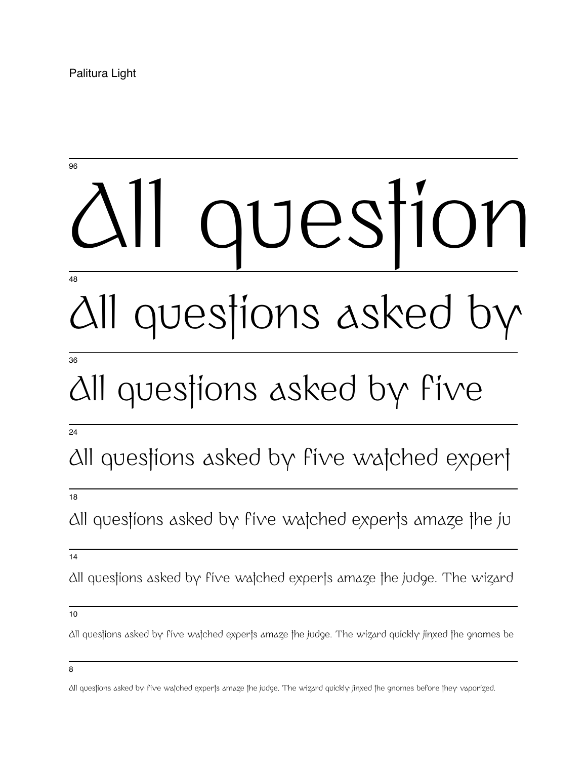Palitura Light

96

All question

48

All questions asked by

36

All questions asked by five

24

All questions asked by five watched expert

18

All questions asked by five watched experts amaze the ju

14

All questions asked by five watched experts amaze the judge. The wizard

10

All questions asked by five watched experts amaze the judge. The wizard quickly jinxed the gnomes be

8

All questions asked by five watched experts amaze the judge. The wizard quickly jinxed the gnomes before they vaporized.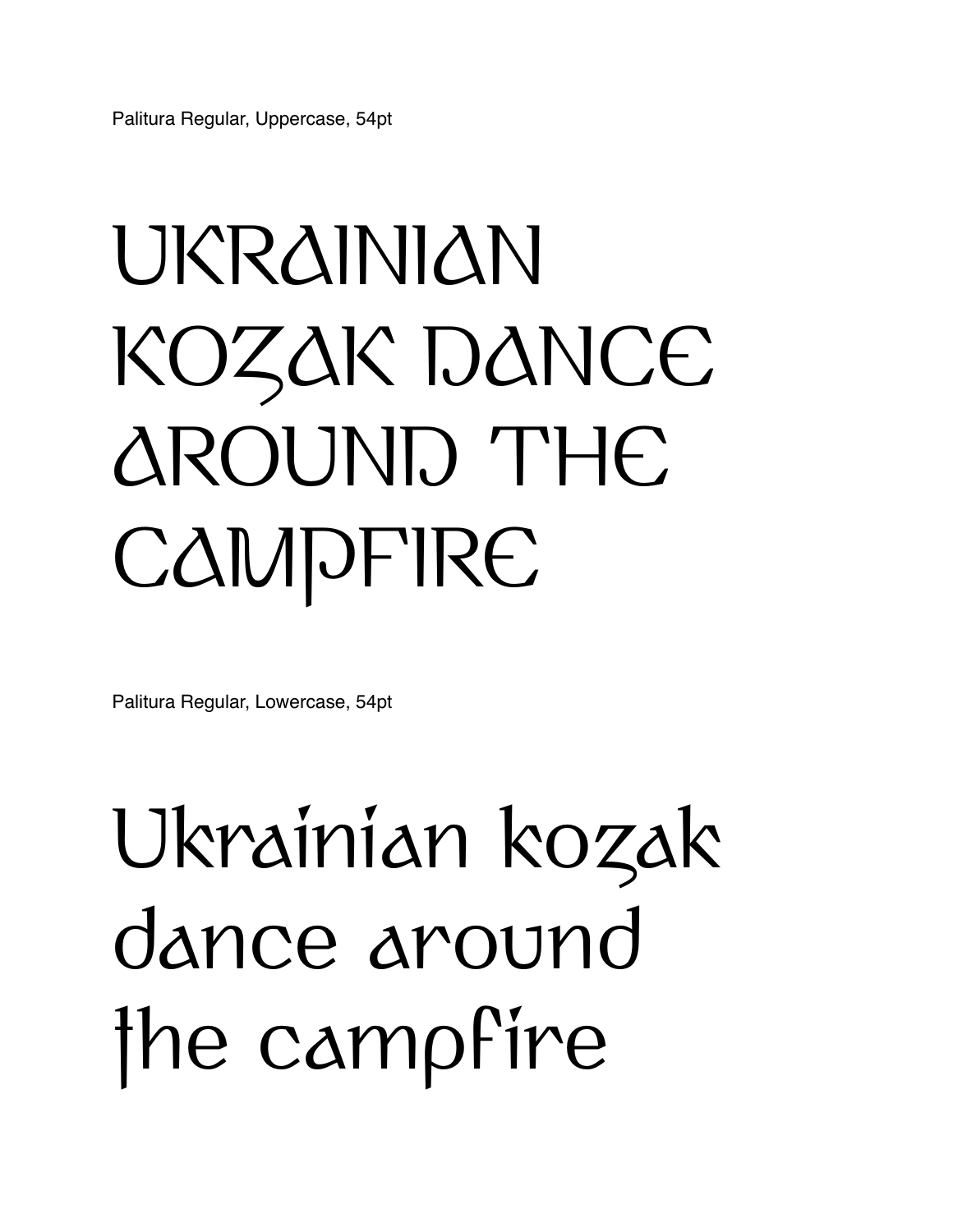Palitura Regular, Uppercase, 54pt

UKRAINIAN
KOZAK DANCE
AROUND THE
CAMPFIRE

Palitura Regular, Lowercase, 54pt

Ukrainian kozak
dance around
the campfire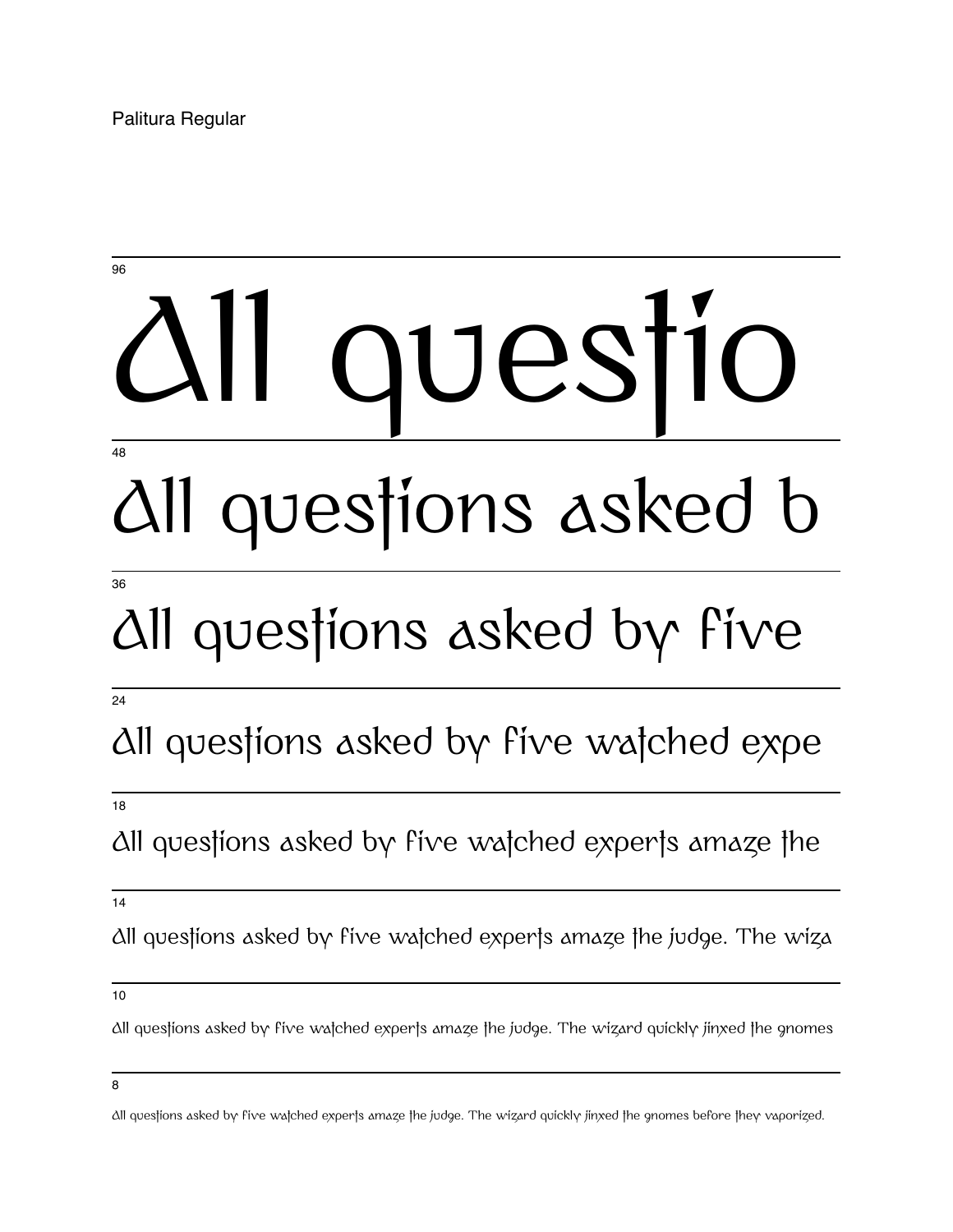Palitura Regular

96

All questio

48

All questions asked b

36

All questions asked by five

24

All questions asked by five watched expe

18

All questions asked by five watched experts amaze the

14

All questions asked by five watched experts amaze the judge. The wiza

10

All questions asked by five watched experts amaze the judge. The wizard quickly jinxed the gnomes

8

All questions asked by five watched experts amaze the judge. The wizard quickly jinxed the gnomes before they vaporized.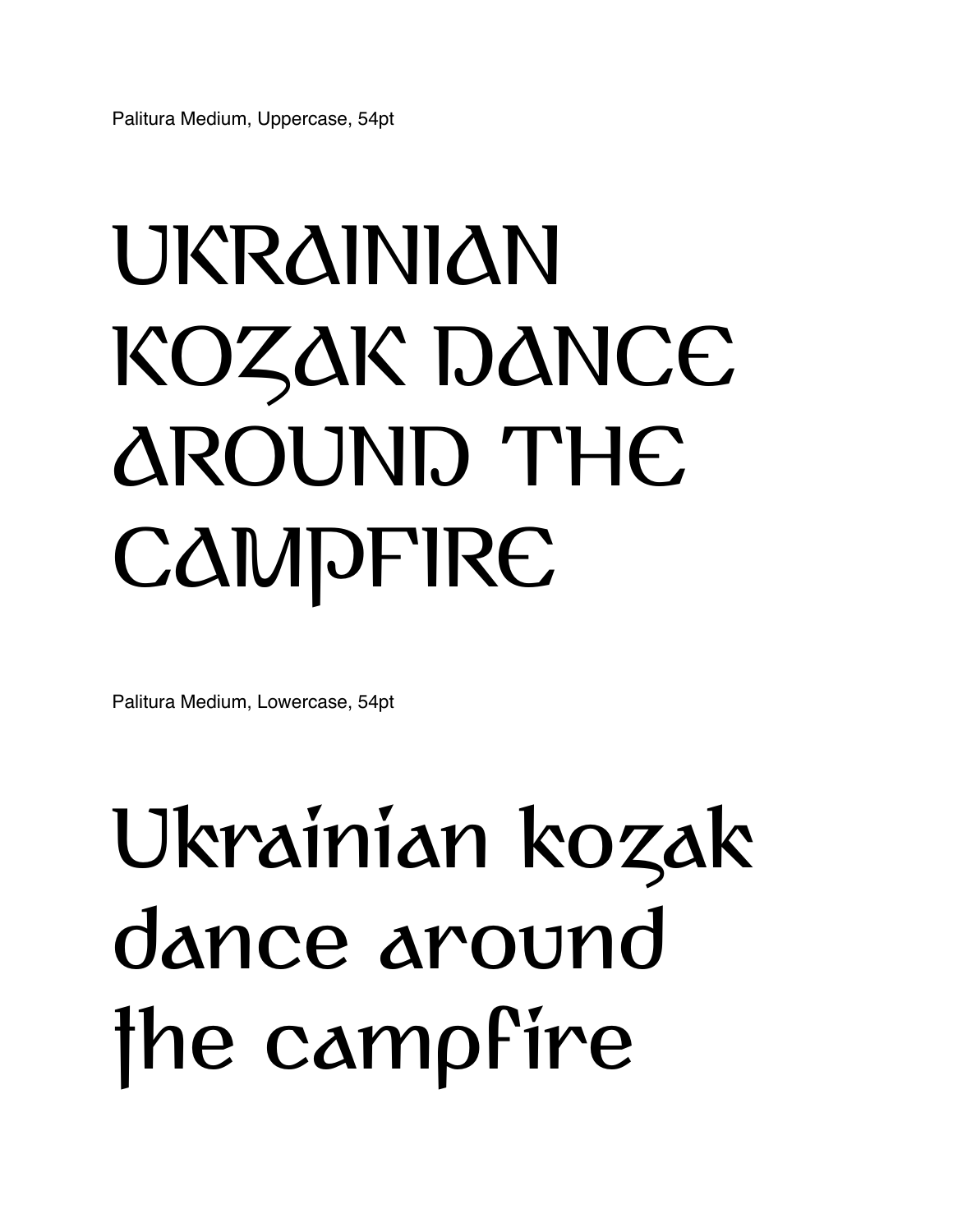Palitura Medium, Uppercase, 54pt

UKRAINIAN KOZAK DANCE AROUND THE CAMPFIRE

Palitura Medium, Lowercase, 54pt

Ukrainian kozak dance around the campfire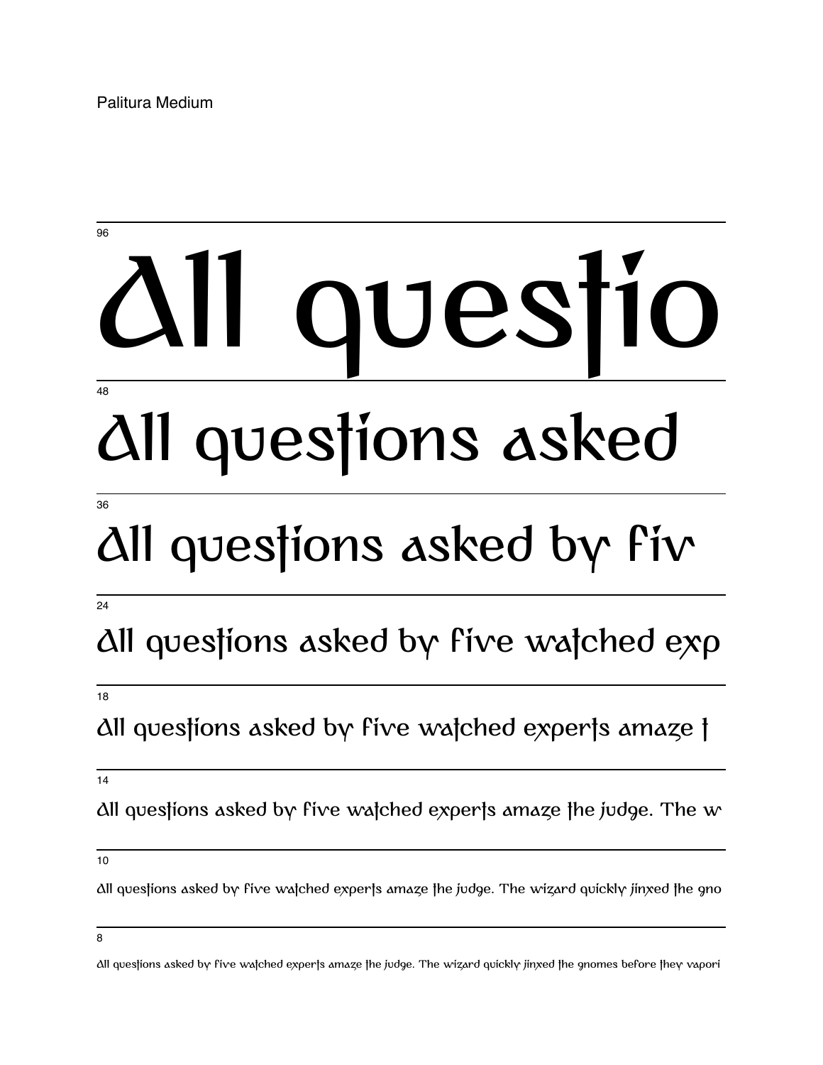Palitura Medium

96

All questio

48

All questions asked

36

All questions asked by fiv

24

All questions asked by five watched exp

18

All questions asked by five watched experts amaze t

14

All questions asked by five watched experts amaze the judge. The w

10

All questions asked by five watched experts amaze the judge. The wizard quickly jinxed the gno

8

All questions asked by five watched experts amaze the judge. The wizard quickly jinxed the gnomes before they vapori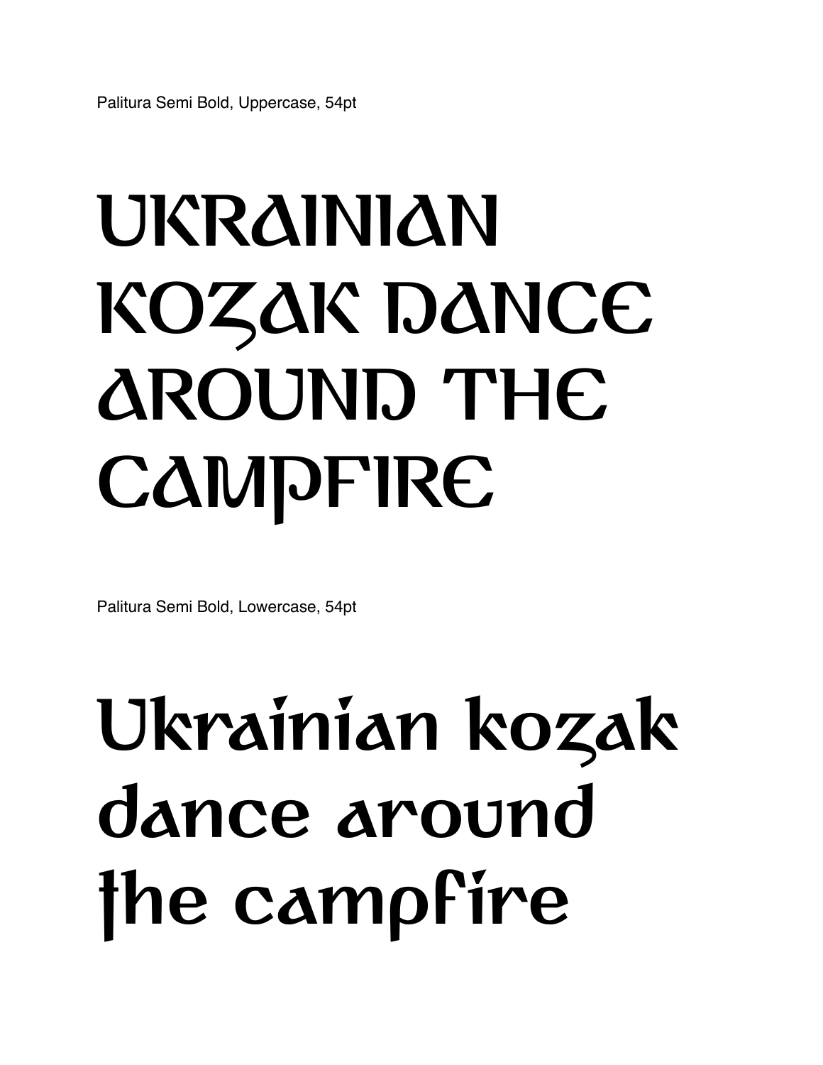Palitura Semi Bold, Uppercase, 54pt

UKRAINIAN KOZAK DANCE AROUND THE CAMPFIRE

Palitura Semi Bold, Lowercase, 54pt

Ukrainian kozak dance around the campfire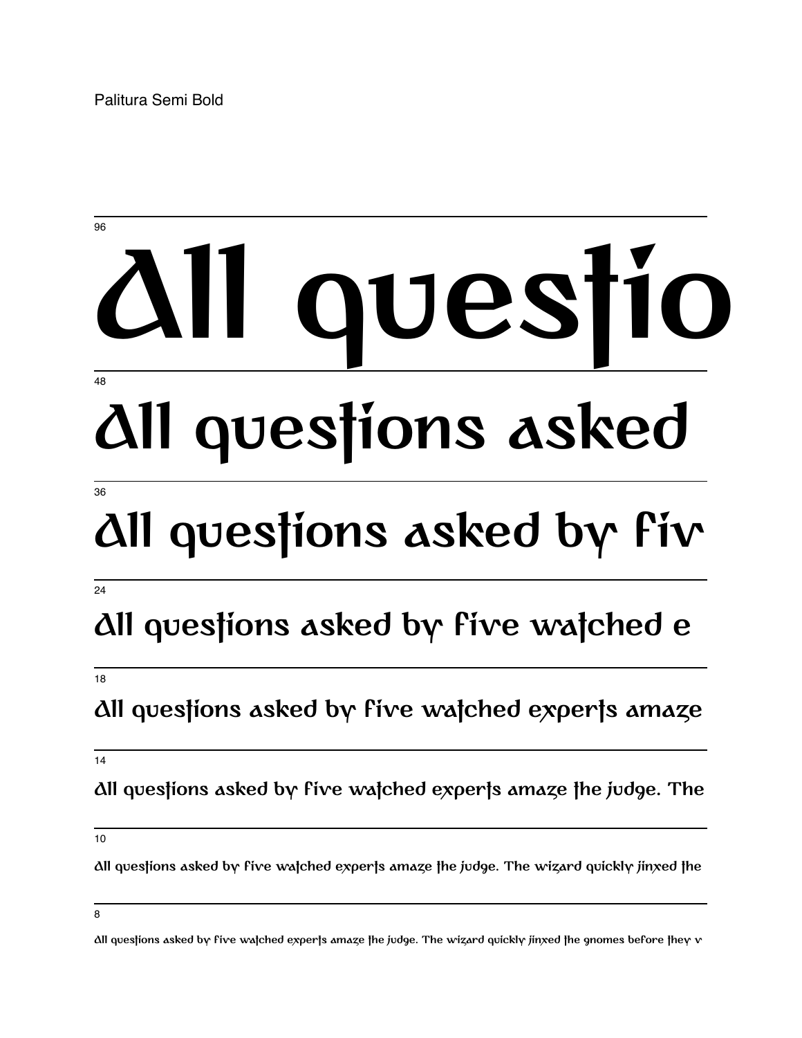Palitura Semi Bold

96

All questio

48

All questions asked

36

All questions asked by fiv

24

All questions asked by five watched e

18

All questions asked by five watched experts amaze

14

All questions asked by five watched experts amaze the judge. The

10

All questions asked by five watched experts amaze the judge. The wizard quickly jinxed the

8

All questions asked by five watched experts amaze the judge. The wizard quickly jinxed the gnomes before they v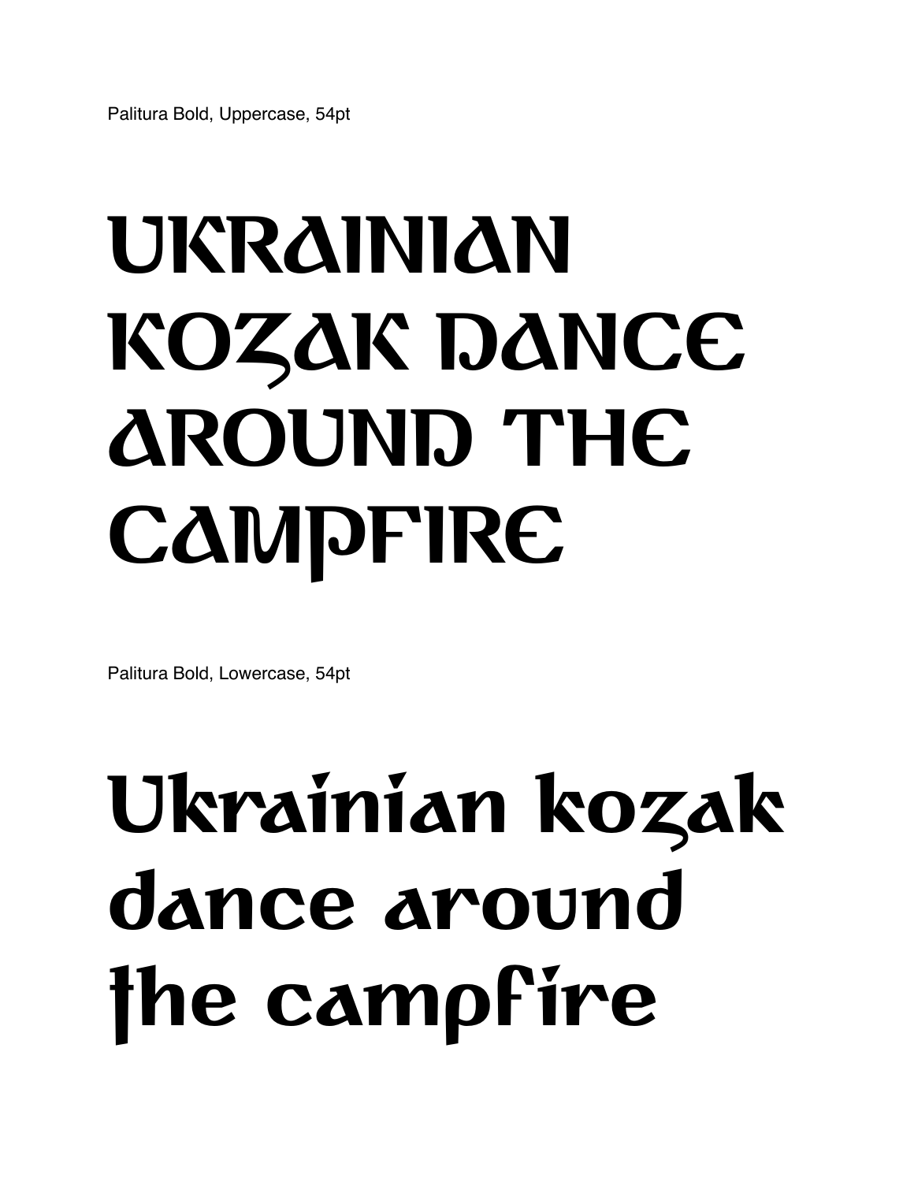Palitura Bold, Uppercase, 54pt

UKRAINIAN
KOZAK DANCE
AROUND THE
CAMPFIRE

Palitura Bold, Lowercase, 54pt

Ukrainian kozak
dance around
the campfire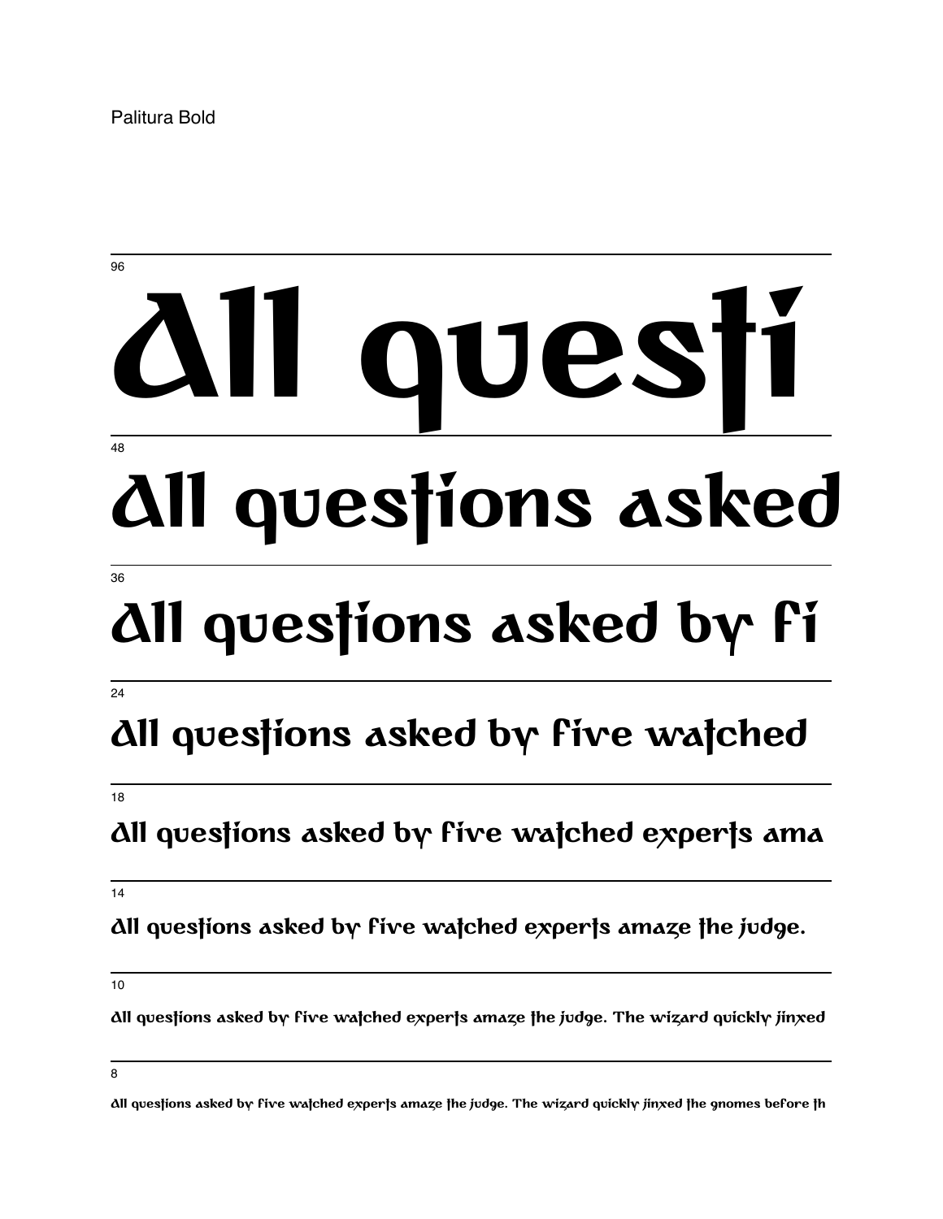Palitura Bold

96

All questi

48

All questions asked

36

All questions asked by fi

24

All questions asked by five watched

18

All questions asked by five watched experts ama

14

All questions asked by five watched experts amaze the judge.

10

All questions asked by five watched experts amaze the judge. The wizard quickly jinxed

8

All questions asked by five watched experts amaze the judge. The wizard quickly jinxed the gnomes before th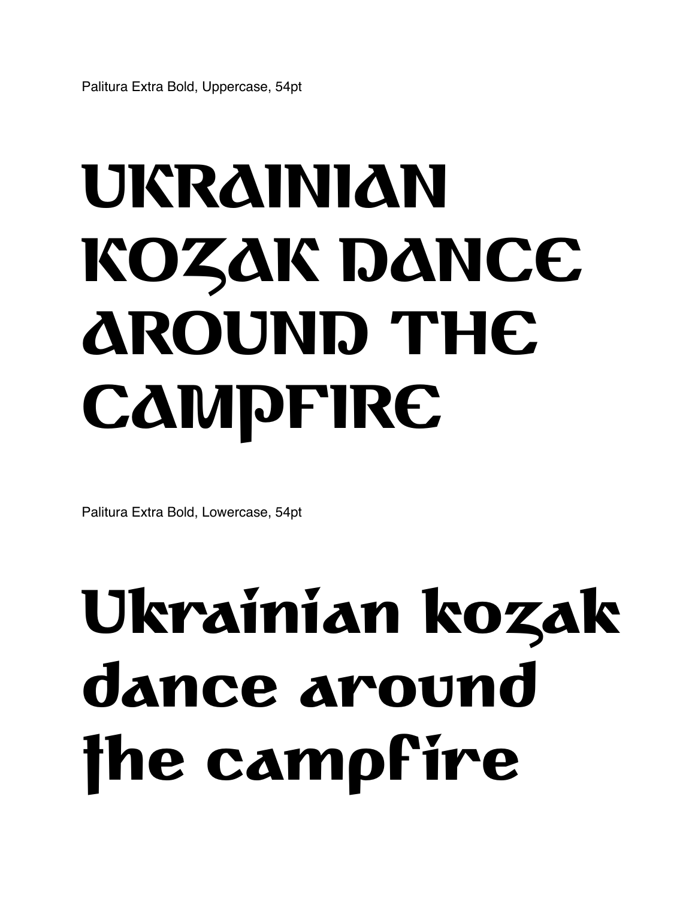Palitura Extra Bold, Uppercase, 54pt

UKRAINIAN
KOZAK DANCE
AROUND THE
CAMPFIRE

Palitura Extra Bold, Lowercase, 54pt

Ukrainian kozak
dance around
the campfire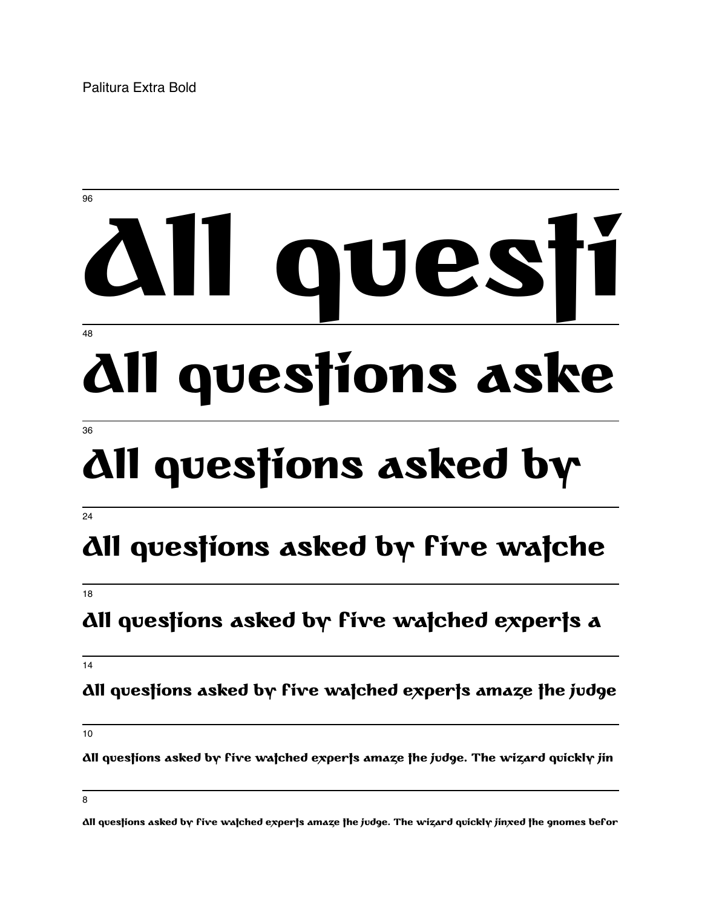Palitura Extra Bold

96

All questi

48

All questions aske

36

All questions asked by

24

All questions asked by five watche

18

All questions asked by five watched experts a

14

All questions asked by five watched experts amaze the judge

10

All questions asked by five watched experts amaze the judge. The wizard quickly jin

8

All questions asked by five watched experts amaze the judge. The wizard quickly jinxed the gnomes befor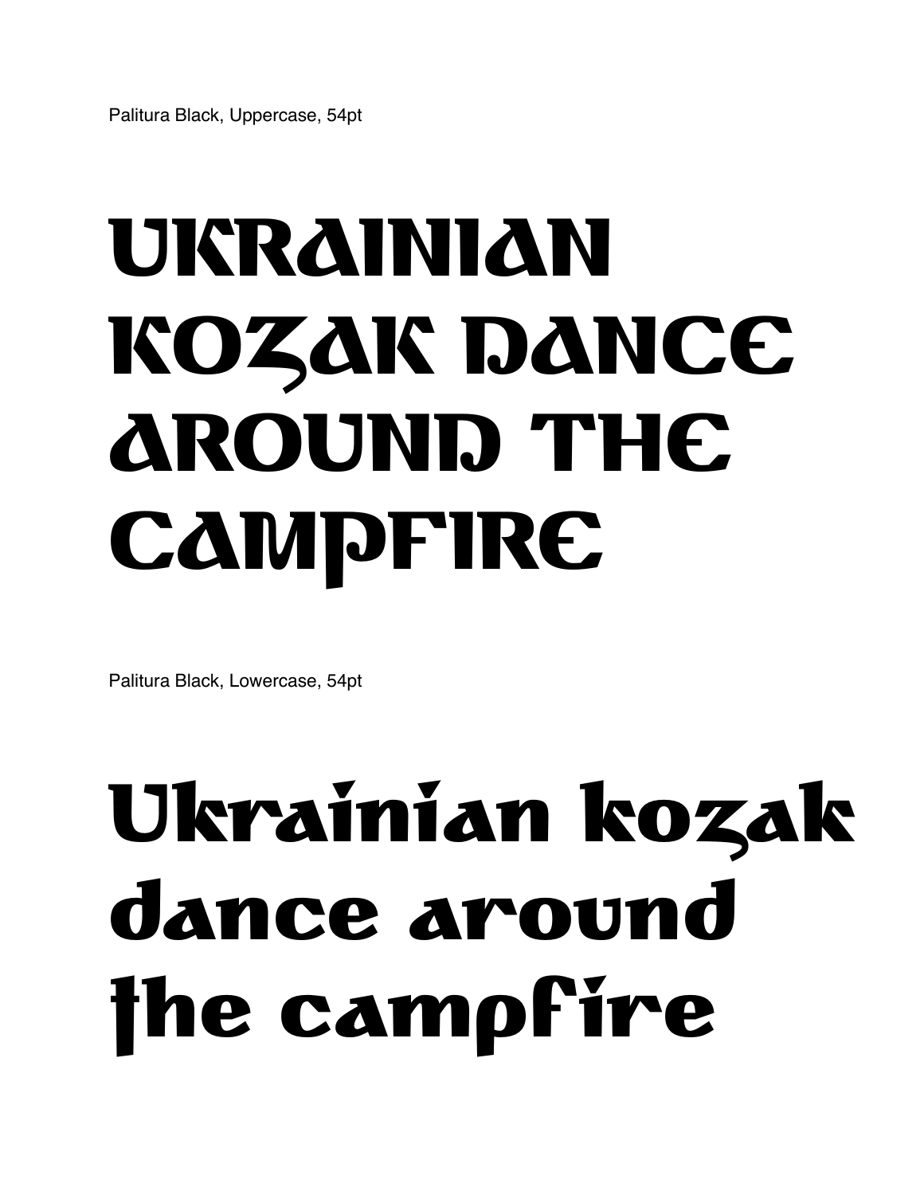Palitura Black, Uppercase, 54pt

UKRAINIAN
KOZAK DANCE
AROUND THE
CAMPFIRE

Palitura Black, Lowercase, 54pt

Ukrainian kozak
dance around
the campfire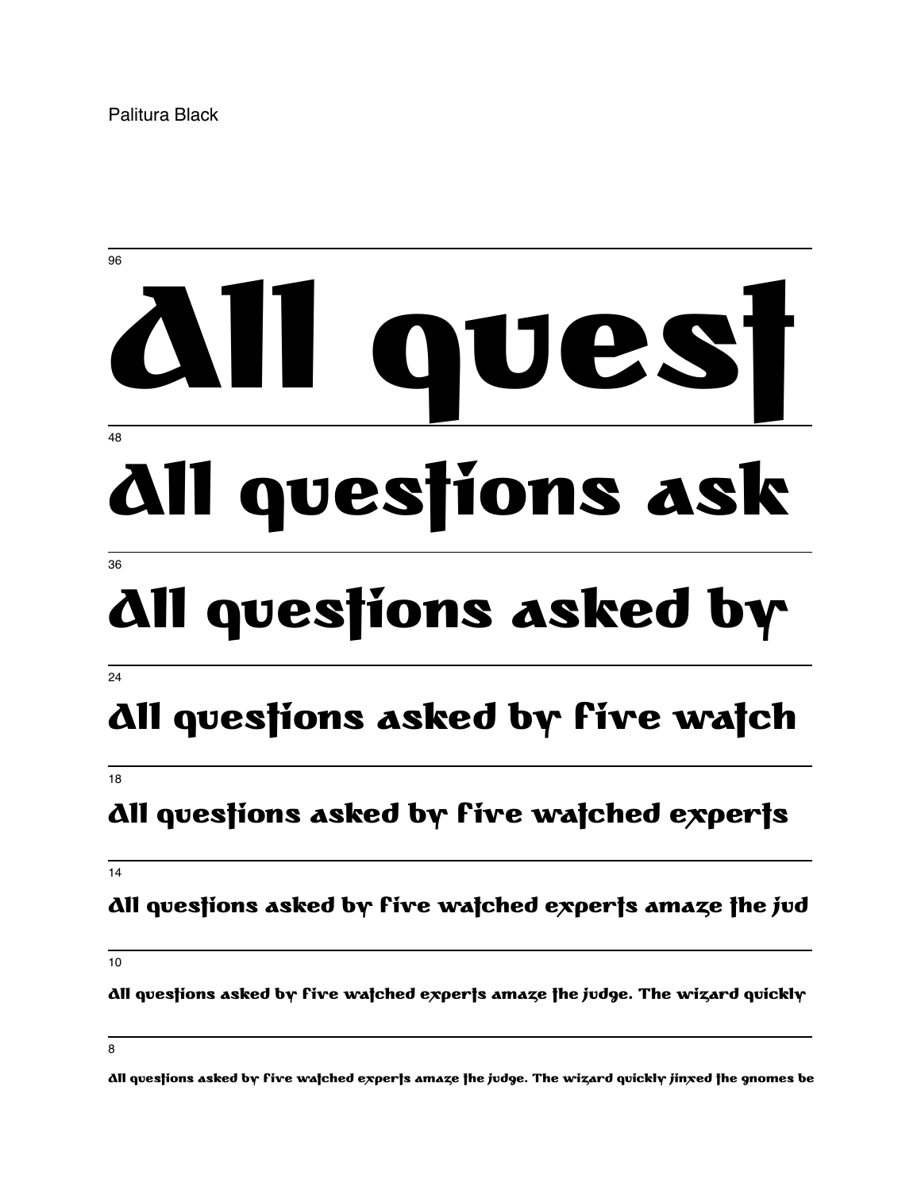Palitura Black

96

All quest

48

All questions ask

36

All questions asked by

24

All questions asked by five watch

18

All questions asked by five watched experts

14

All questions asked by five watched experts amaze the jud

10

All questions asked by five watched experts amaze the judge. The wizard quickly

8

All questions asked by five watched experts amaze the judge. The wizard quickly jinxed the gnomes be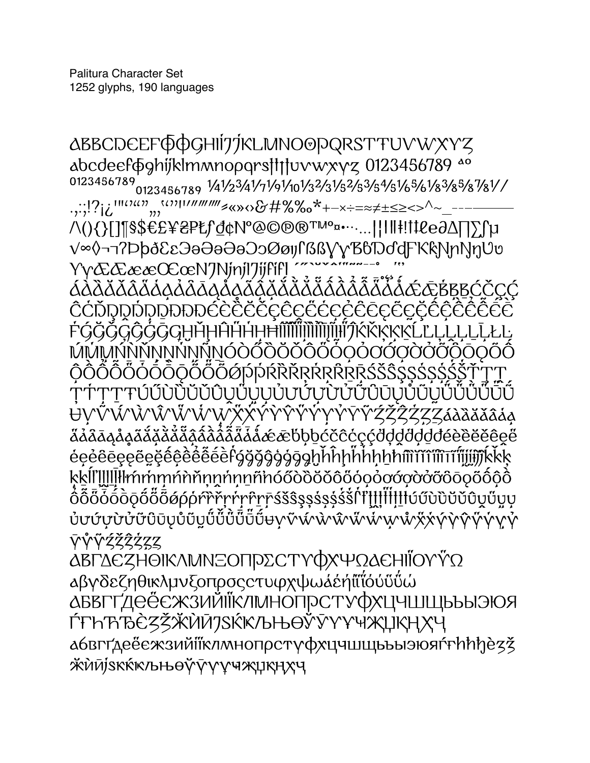Palitura Character Set
1252 glyphs, 190 languages

ΔBBCDЄEFⱷФGHIÍJĴKLMNOʘPQRSTŦUVWXYZ
abcdeefⱷфghiíjklmʍnopqrstŧuvwxyz 0123456789 ªº
0123456789 0123456789 ¼½¾⅐⅑⅒⅓⅔⅕⅖⅗⅘⅙⅚⅛⅜⅝⅞⅟⁄ /
.,:;!?¡¿'"‚„‹›«»‹›&#%‰*+−×÷=≈≠±≤≥<>^~_-–—
/\(){}[]¶§$€£¥₴₽Ł ƒ đ¢№°@©®™º¤•·…|¦‖‡!†‡ℓe∂∆∏∑∫µ
√∞◊¬¬?ÞþðƐɛƏəƏəƏəƆɔØøŋſßßƔɣƁɓƊɗƊɗƑƘƙƝɲƝŋƱʊ
ƳƴŒŒææŒœƝƝǌǈǉǊǋǌ ˊ˝ˋ˘ˇˆ˜¨¯¨ ˚ ,'"
ÁÀÂĂẮẰẲẴẶẤẦẨẪẬÅÃĀĄǺǼǢḂḄĆČÇĈĊ
ĈĊĎḌḐḒḎĐĐÉÈĚĔÊẼĘÊẾỀỂỄỆĖĒẸĘ
ḞĢĞǦĜĠḠĢḢḦĤḨḪĦÍÌĬǏÎÏĨĮĬĪỈỊĴǨĶḴĹĽĻḶḸḺĿŁ
ḾṀṂŃŇÑŅṄṆṈṊÓÒŐŎǑÔỐỒỔỖỘÖȪȮȰỌǪŌṒȬÕṌ
ỌÒỐỒỖỚỜỠỢØǾṔṖŔŘŖṘṚṜṞŚŠŜŞȘṠṢṤṦṨŤŢȚ
ṬŤŢŦÚŰÙŬǓÛŮŲŪŨṸỦỤÜǗǛǕǙ
ɄVṼẂẀŴẄẆẈẊẌÝỲŶŸỸẎỴỶȲŹŽẐŻẒẔáàâăắằ
ẳẵặấầẩẫậåãāąǻǽǣḃḅḇćčçĉċďḍḏḑḓđéèěĕêẽ
ėęēḗḕẹẻẽẹḝếềểễệḟģğǧĝġḡẖĥḧḩḫḣħíìĭǐîïĩįīỉịĵǩķḵ
ḱḳĺľḷḹḻŀłḿṁṃńňñņṅṇṉṋóòőŏǒôốồổỗộöȫȯȱọǫōṓȭõṍ
ȯỏȱǭốồổỗǿøṕṗŕřŗṙṛṝṟśšŝşșṡṣṥṧṩſťţțṭṯŧúűùŭǔûůųū
ũṹủụüǘǜǖǚʉṽẃẁŵẅẇẉẘẋẍýỳŷÿỹẏỵỷ
ȳẙỹźžẑżẓẕ
ΔΒΓΔΕΖΗΘΙΚΛΜΝΞΟΠΡΣΤΥΦΧΨΩΆΈΉΊΪΌΎΫΏ
αβγδεζηθικλμνξοπρσςτυφχψωάέήΐΪΐόύΰώ
ΔБВГЃДЕЁЄЖЗИЙІЇКЛМНОПРСТУФХЦЧШЩЬЫЭЮЯ
ЃҒҺЋЂЀЗЖЌЍЍJЅЌЌЉЊӨЎӮҮҰЧҖЏҚҢХҶ
абвгѓдеёєжзийіїклмнопрстуфхцчшщъыэюяѓғһђѐзж
жѝӣјѕкќљњөўӯүұчҗџқңхҷ